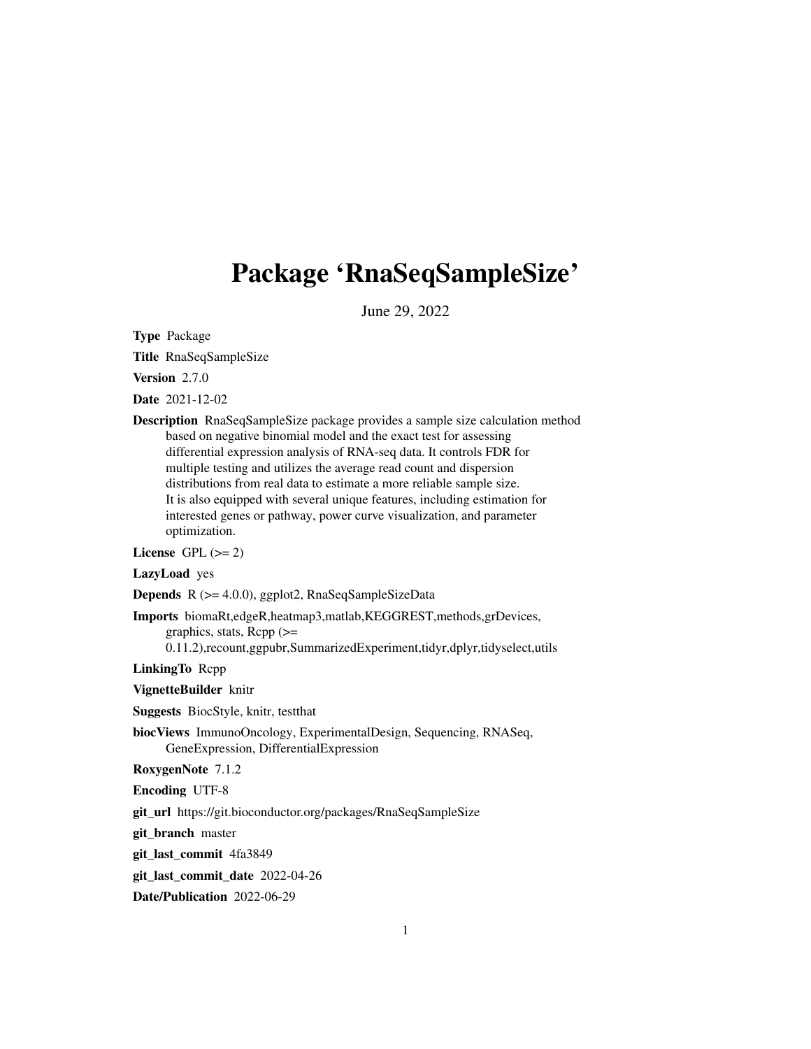# Package 'RnaSeqSampleSize'

June 29, 2022

**Type** Package

**Title** RnaSeqSampleSize

**Version** 2.7.0

**Date** 2021-12-02

**Description** RnaSeqSampleSize package provides a sample size calculation method based on negative binomial model and the exact test for assessing differential expression analysis of RNA-seq data. It controls FDR for multiple testing and utilizes the average read count and dispersion distributions from real data to estimate a more reliable sample size. It is also equipped with several unique features, including estimation for interested genes or pathway, power curve visualization, and parameter optimization.

**License** GPL (>= 2)

**LazyLoad** yes

**Depends** R (>= 4.0.0), ggplot2, RnaSeqSampleSizeData

**Imports** biomaRt,edgeR,heatmap3,matlab,KEGGREST,methods,grDevices, graphics, stats, Rcpp (>= 0.11.2),recount,ggpubr,SummarizedExperiment,tidyr,dplyr,tidyselect,utils

**LinkingTo** Rcpp

**VignetteBuilder** knitr

**Suggests** BiocStyle, knitr, testthat

**biocViews** ImmunoOncology, ExperimentalDesign, Sequencing, RNASeq, GeneExpression, DifferentialExpression

**RoxygenNote** 7.1.2

**Encoding** UTF-8

**git_url** https://git.bioconductor.org/packages/RnaSeqSampleSize

**git_branch** master

**git_last_commit** 4fa3849

**git_last_commit_date** 2022-04-26

**Date/Publication** 2022-06-29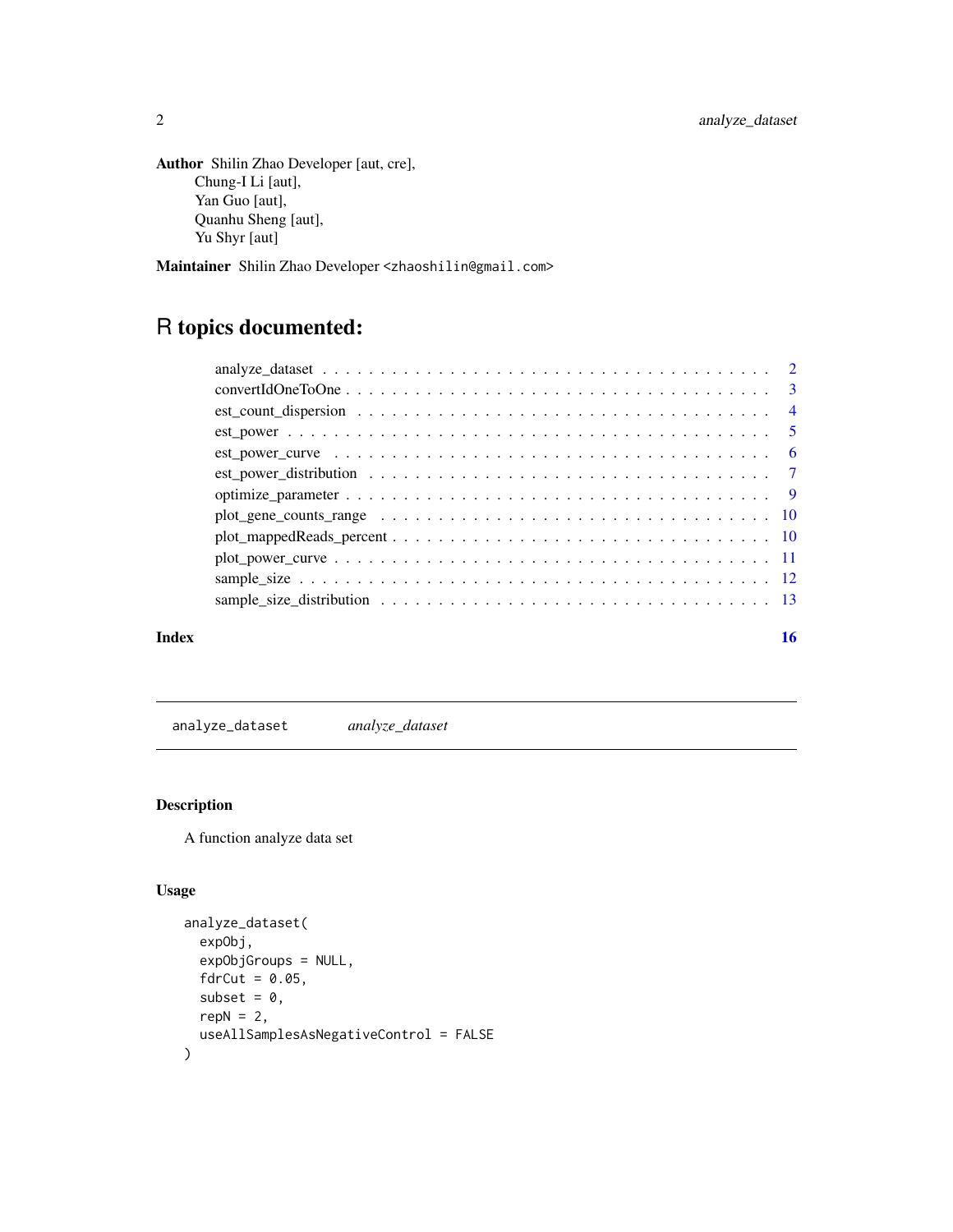**Author** Shilin Zhao Developer [aut, cre],
Chung-I Li [aut],
Yan Guo [aut],
Quanhu Sheng [aut],
Yu Shyr [aut]

**Maintainer** Shilin Zhao Developer <zhaoshilin@gmail.com>

# R topics documented:

| | |
|---|---|
| analyze_dataset | 2 |
| convertIdOneToOne | 3 |
| est_count_dispersion | 4 |
| est_power | 5 |
| est_power_curve | 6 |
| est_power_distribution | 7 |
| optimize_parameter | 9 |
| plot_gene_counts_range | 10 |
| plot_mappedReads_percent | 10 |
| plot_power_curve | 11 |
| sample_size | 12 |
| sample_size_distribution | 13 |
| **Index** | **16** |

---

## analyze_dataset — *analyze_dataset*

### Description

A function analyze data set

### Usage

```
analyze_dataset(
  expObj,
  expObjGroups = NULL,
  fdrCut = 0.05,
  subset = 0,
  repN = 2,
  useAllSamplesAsNegativeControl = FALSE
)
```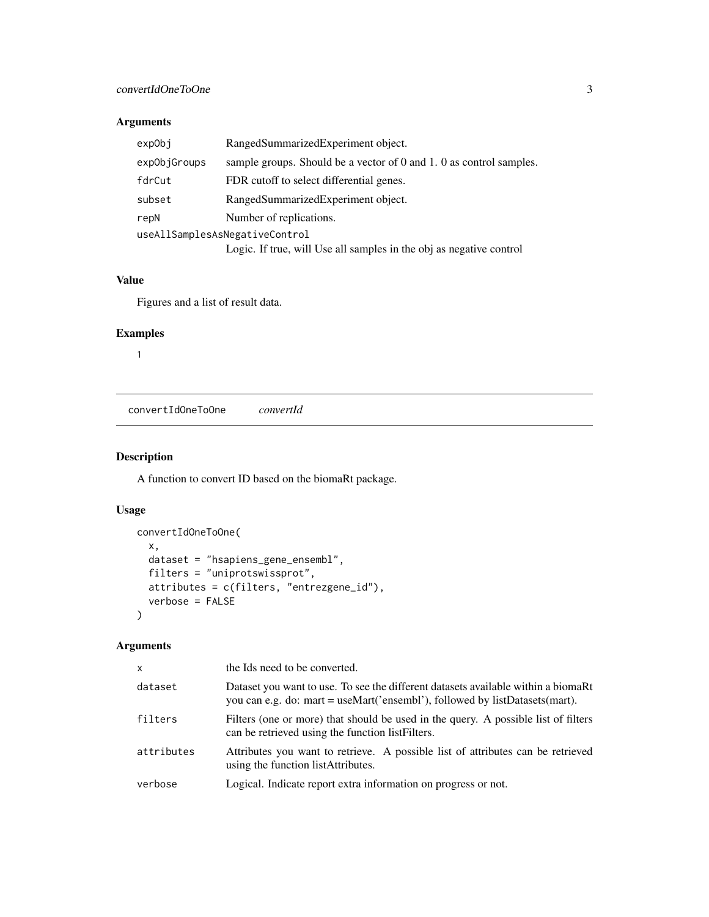### Arguments

| | |
|---|---|
| `expObj` | RangedSummarizedExperiment object. |
| `expObjGroups` | sample groups. Should be a vector of 0 and 1. 0 as control samples. |
| `fdrCut` | FDR cutoff to select differential genes. |
| `subset` | RangedSummarizedExperiment object. |
| `repN` | Number of replications. |
| `useAllSamplesAsNegativeControl` | Logic. If true, will Use all samples in the obj as negative control |

### Value

Figures and a list of result data.

### Examples

```
1
```

---

## convertIdOneToOne *convertId*

### Description

A function to convert ID based on the biomaRt package.

### Usage

```
convertIdOneToOne(
  x,
  dataset = "hsapiens_gene_ensembl",
  filters = "uniprotswissprot",
  attributes = c(filters, "entrezgene_id"),
  verbose = FALSE
)
```

### Arguments

| | |
|---|---|
| `x` | the Ids need to be converted. |
| `dataset` | Dataset you want to use. To see the different datasets available within a biomaRt you can e.g. do: mart = useMart('ensembl'), followed by listDatasets(mart). |
| `filters` | Filters (one or more) that should be used in the query. A possible list of filters can be retrieved using the function listFilters. |
| `attributes` | Attributes you want to retrieve. A possible list of attributes can be retrieved using the function listAttributes. |
| `verbose` | Logical. Indicate report extra information on progress or not. |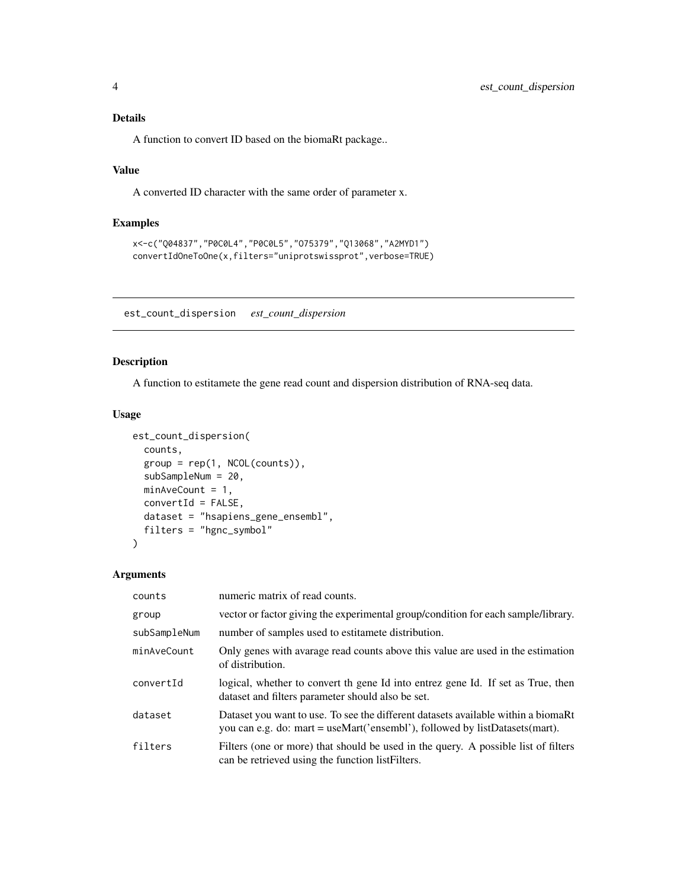### Details

A function to convert ID based on the biomaRt package..

### Value

A converted ID character with the same order of parameter x.

### Examples

```
x<-c("Q04837","P0C0L4","P0C0L5","O75379","Q13068","A2MYD1")
convertIdOneToOne(x,filters="uniprotswissprot",verbose=TRUE)
```

---

## est_count_dispersion *est_count_dispersion*

### Description

A function to estitamete the gene read count and dispersion distribution of RNA-seq data.

### Usage

```
est_count_dispersion(
  counts,
  group = rep(1, NCOL(counts)),
  subSampleNum = 20,
  minAveCount = 1,
  convertId = FALSE,
  dataset = "hsapiens_gene_ensembl",
  filters = "hgnc_symbol"
)
```

### Arguments

| | |
|---|---|
| counts | numeric matrix of read counts. |
| group | vector or factor giving the experimental group/condition for each sample/library. |
| subSampleNum | number of samples used to estitamete distribution. |
| minAveCount | Only genes with avarage read counts above this value are used in the estimation of distribution. |
| convertId | logical, whether to convert th gene Id into entrez gene Id. If set as True, then dataset and filters parameter should also be set. |
| dataset | Dataset you want to use. To see the different datasets available within a biomaRt you can e.g. do: mart = useMart('ensembl'), followed by listDatasets(mart). |
| filters | Filters (one or more) that should be used in the query. A possible list of filters can be retrieved using the function listFilters. |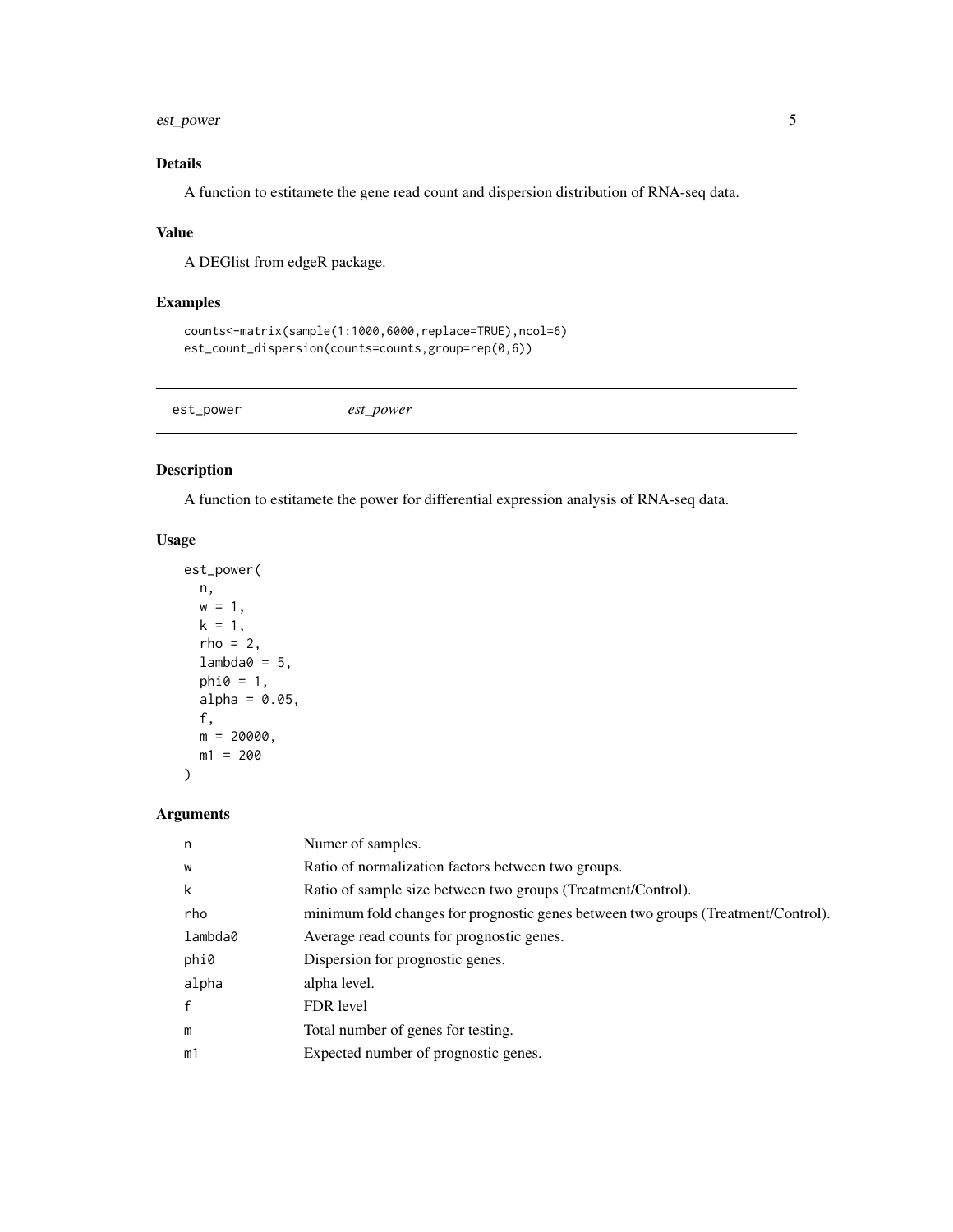## Details

A function to estitamete the gene read count and dispersion distribution of RNA-seq data.

## Value

A DEGlist from edgeR package.

## Examples

```
counts<-matrix(sample(1:1000,6000,replace=TRUE),ncol=6)
est_count_dispersion(counts=counts,group=rep(0,6))
```

---

# est_power *est_power*

---

## Description

A function to estitamete the power for differential expression analysis of RNA-seq data.

## Usage

```
est_power(
  n,
  w = 1,
  k = 1,
  rho = 2,
  lambda0 = 5,
  phi0 = 1,
  alpha = 0.05,
  f,
  m = 20000,
  m1 = 200
)
```

## Arguments

| | |
|---|---|
| n | Numer of samples. |
| w | Ratio of normalization factors between two groups. |
| k | Ratio of sample size between two groups (Treatment/Control). |
| rho | minimum fold changes for prognostic genes between two groups (Treatment/Control). |
| lambda0 | Average read counts for prognostic genes. |
| phi0 | Dispersion for prognostic genes. |
| alpha | alpha level. |
| f | FDR level |
| m | Total number of genes for testing. |
| m1 | Expected number of prognostic genes. |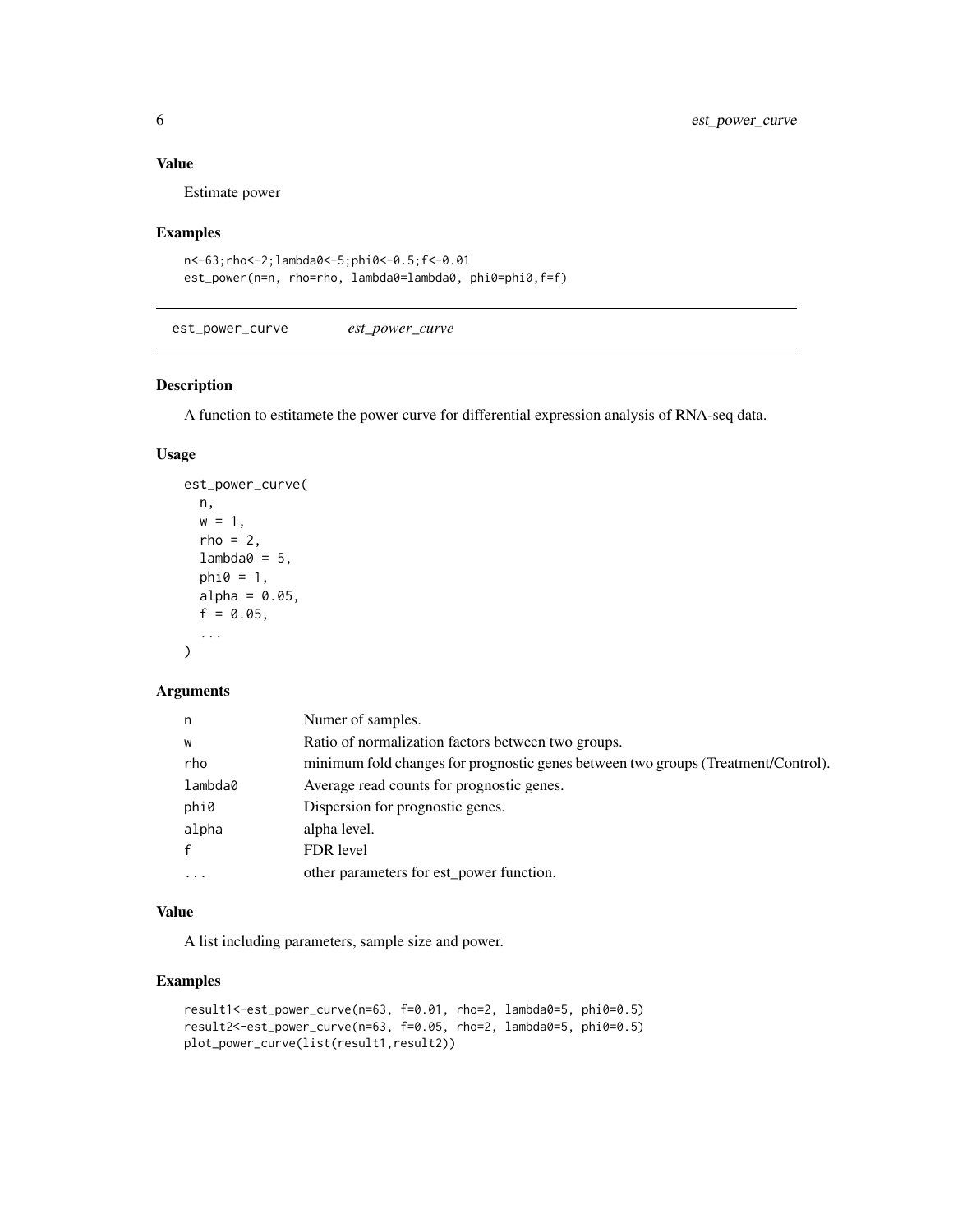## Value

Estimate power

## Examples

```
n<-63;rho<-2;lambda0<-5;phi0<-0.5;f<-0.01
est_power(n=n, rho=rho, lambda0=lambda0, phi0=phi0,f=f)
```

---

# est_power_curve    *est_power_curve*

## Description

A function to estitamete the power curve for differential expression analysis of RNA-seq data.

## Usage

```
est_power_curve(
  n,
  w = 1,
  rho = 2,
  lambda0 = 5,
  phi0 = 1,
  alpha = 0.05,
  f = 0.05,
  ...
)
```

## Arguments

| | |
|---|---|
| n | Numer of samples. |
| w | Ratio of normalization factors between two groups. |
| rho | minimum fold changes for prognostic genes between two groups (Treatment/Control). |
| lambda0 | Average read counts for prognostic genes. |
| phi0 | Dispersion for prognostic genes. |
| alpha | alpha level. |
| f | FDR level |
| ... | other parameters for est_power function. |

## Value

A list including parameters, sample size and power.

## Examples

```
result1<-est_power_curve(n=63, f=0.01, rho=2, lambda0=5, phi0=0.5)
result2<-est_power_curve(n=63, f=0.05, rho=2, lambda0=5, phi0=0.5)
plot_power_curve(list(result1,result2))
```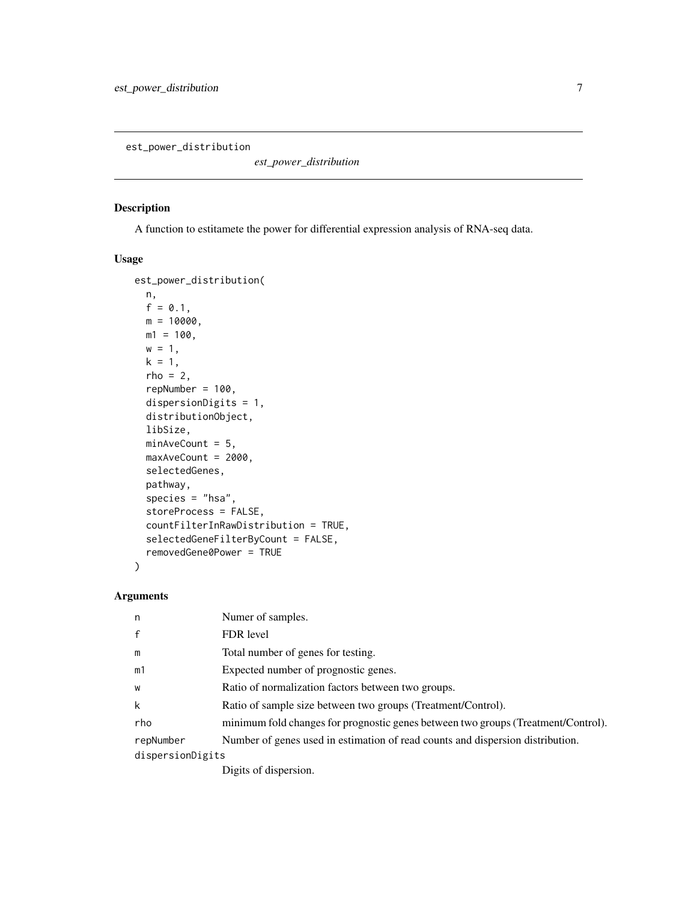# est_power_distribution

*est_power_distribution*

## Description

A function to estitamete the power for differential expression analysis of RNA-seq data.

## Usage

```
est_power_distribution(
  n,
  f = 0.1,
  m = 10000,
  m1 = 100,
  w = 1,
  k = 1,
  rho = 2,
  repNumber = 100,
  dispersionDigits = 1,
  distributionObject,
  libSize,
  minAveCount = 5,
  maxAveCount = 2000,
  selectedGenes,
  pathway,
  species = "hsa",
  storeProcess = FALSE,
  countFilterInRawDistribution = TRUE,
  selectedGeneFilterByCount = FALSE,
  removedGene0Power = TRUE
)
```

## Arguments

| Argument | Description |
|---|---|
| `n` | Numer of samples. |
| `f` | FDR level |
| `m` | Total number of genes for testing. |
| `m1` | Expected number of prognostic genes. |
| `w` | Ratio of normalization factors between two groups. |
| `k` | Ratio of sample size between two groups (Treatment/Control). |
| `rho` | minimum fold changes for prognostic genes between two groups (Treatment/Control). |
| `repNumber` | Number of genes used in estimation of read counts and dispersion distribution. |
| `dispersionDigits` | Digits of dispersion. |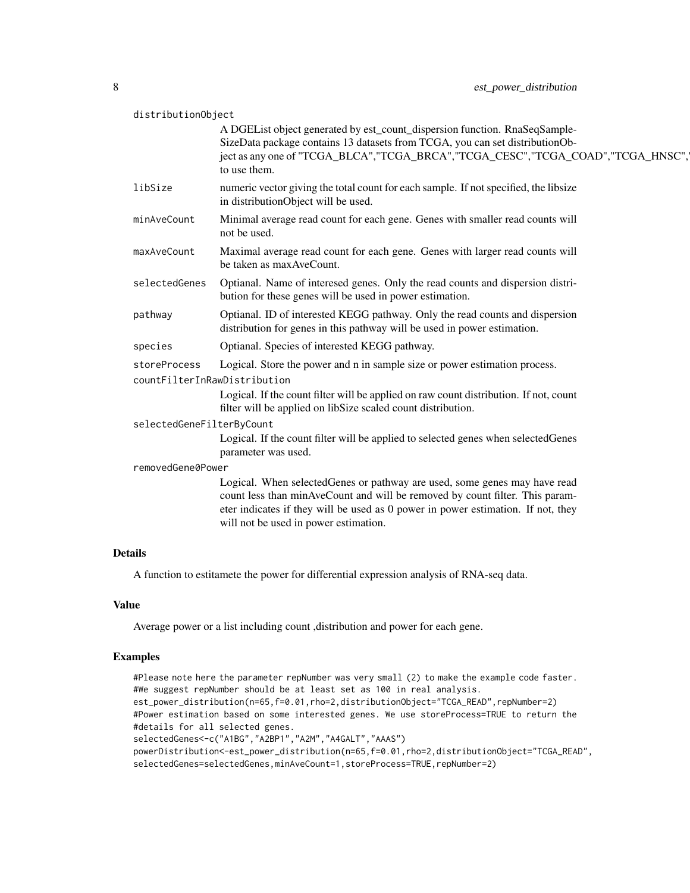distributionObject
: A DGEList object generated by est_count_dispersion function. RnaSeqSampleSizeData package contains 13 datasets from TCGA, you can set distributionObject as any one of "TCGA_BLCA","TCGA_BRCA","TCGA_CESC","TCGA_COAD","TCGA_HNSC"," to use them.

libSize
: numeric vector giving the total count for each sample. If not specified, the libsize in distributionObject will be used.

minAveCount
: Minimal average read count for each gene. Genes with smaller read counts will not be used.

maxAveCount
: Maximal average read count for each gene. Genes with larger read counts will be taken as maxAveCount.

selectedGenes
: Optianal. Name of interesed genes. Only the read counts and dispersion distribution for these genes will be used in power estimation.

pathway
: Optianal. ID of interested KEGG pathway. Only the read counts and dispersion distribution for genes in this pathway will be used in power estimation.

species
: Optianal. Species of interested KEGG pathway.

storeProcess
: Logical. Store the power and n in sample size or power estimation process.

countFilterInRawDistribution
: Logical. If the count filter will be applied on raw count distribution. If not, count filter will be applied on libSize scaled count distribution.

selectedGeneFilterByCount
: Logical. If the count filter will be applied to selected genes when selectedGenes parameter was used.

removedGene0Power
: Logical. When selectedGenes or pathway are used, some genes may have read count less than minAveCount and will be removed by count filter. This parameter indicates if they will be used as 0 power in power estimation. If not, they will not be used in power estimation.

## Details

A function to estitamete the power for differential expression analysis of RNA-seq data.

## Value

Average power or a list including count ,distribution and power for each gene.

## Examples

```
#Please note here the parameter repNumber was very small (2) to make the example code faster.
#We suggest repNumber should be at least set as 100 in real analysis.
est_power_distribution(n=65,f=0.01,rho=2,distributionObject="TCGA_READ",repNumber=2)
#Power estimation based on some interested genes. We use storeProcess=TRUE to return the
#details for all selected genes.
selectedGenes<-c("A1BG","A2BP1","A2M","A4GALT","AAAS")
powerDistribution<-est_power_distribution(n=65,f=0.01,rho=2,distributionObject="TCGA_READ",
selectedGenes=selectedGenes,minAveCount=1,storeProcess=TRUE,repNumber=2)
```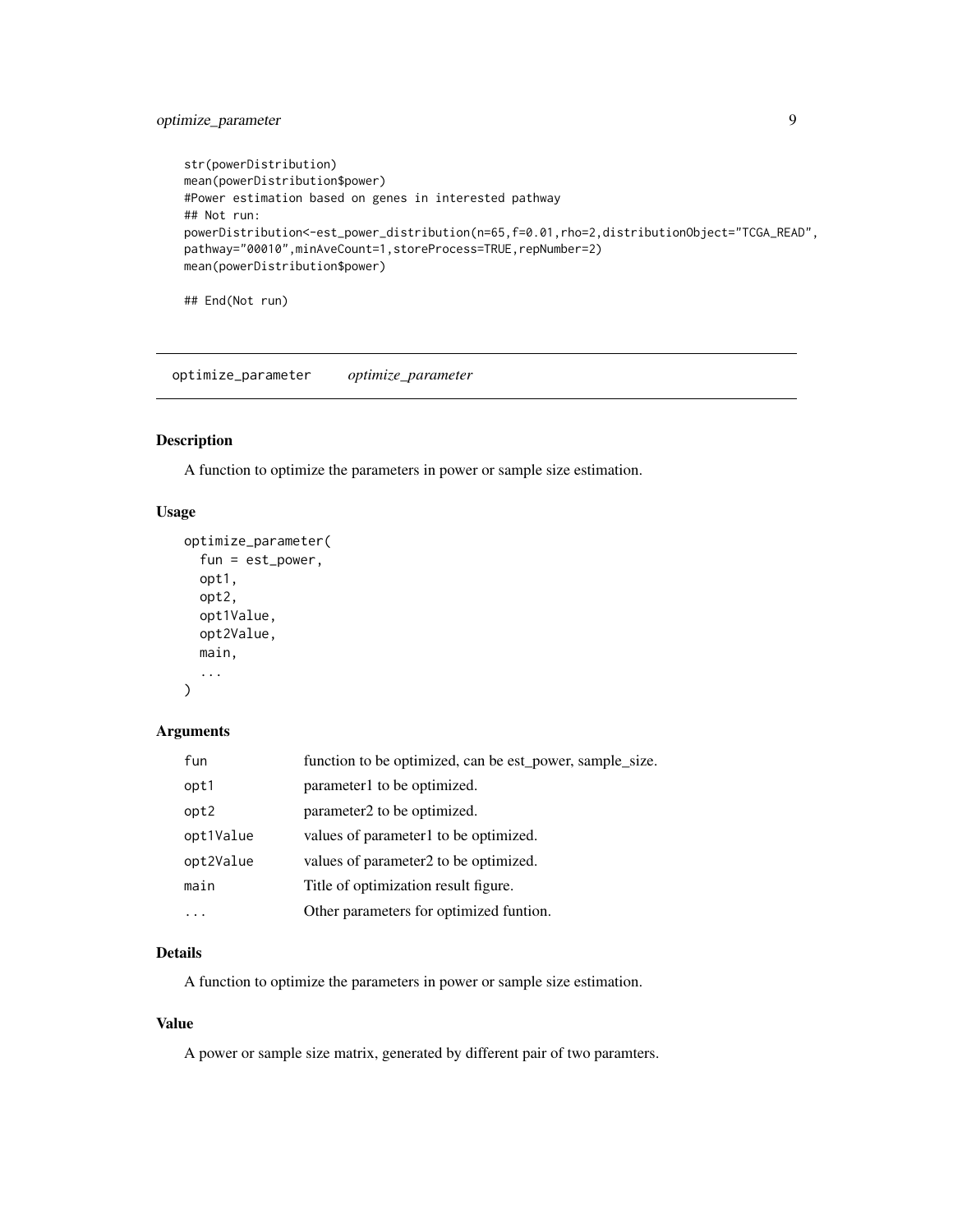```
str(powerDistribution)
mean(powerDistribution$power)
#Power estimation based on genes in interested pathway
## Not run:
powerDistribution<-est_power_distribution(n=65,f=0.01,rho=2,distributionObject="TCGA_READ",
pathway="00010",minAveCount=1,storeProcess=TRUE,repNumber=2)
mean(powerDistribution$power)

## End(Not run)
```

## optimize_parameter *optimize_parameter*

### Description

A function to optimize the parameters in power or sample size estimation.

### Usage

```
optimize_parameter(
  fun = est_power,
  opt1,
  opt2,
  opt1Value,
  opt2Value,
  main,
  ...
)
```

### Arguments

| | |
|---|---|
| fun | function to be optimized, can be est_power, sample_size. |
| opt1 | parameter1 to be optimized. |
| opt2 | parameter2 to be optimized. |
| opt1Value | values of parameter1 to be optimized. |
| opt2Value | values of parameter2 to be optimized. |
| main | Title of optimization result figure. |
| ... | Other parameters for optimized funtion. |

### Details

A function to optimize the parameters in power or sample size estimation.

### Value

A power or sample size matrix, generated by different pair of two paramters.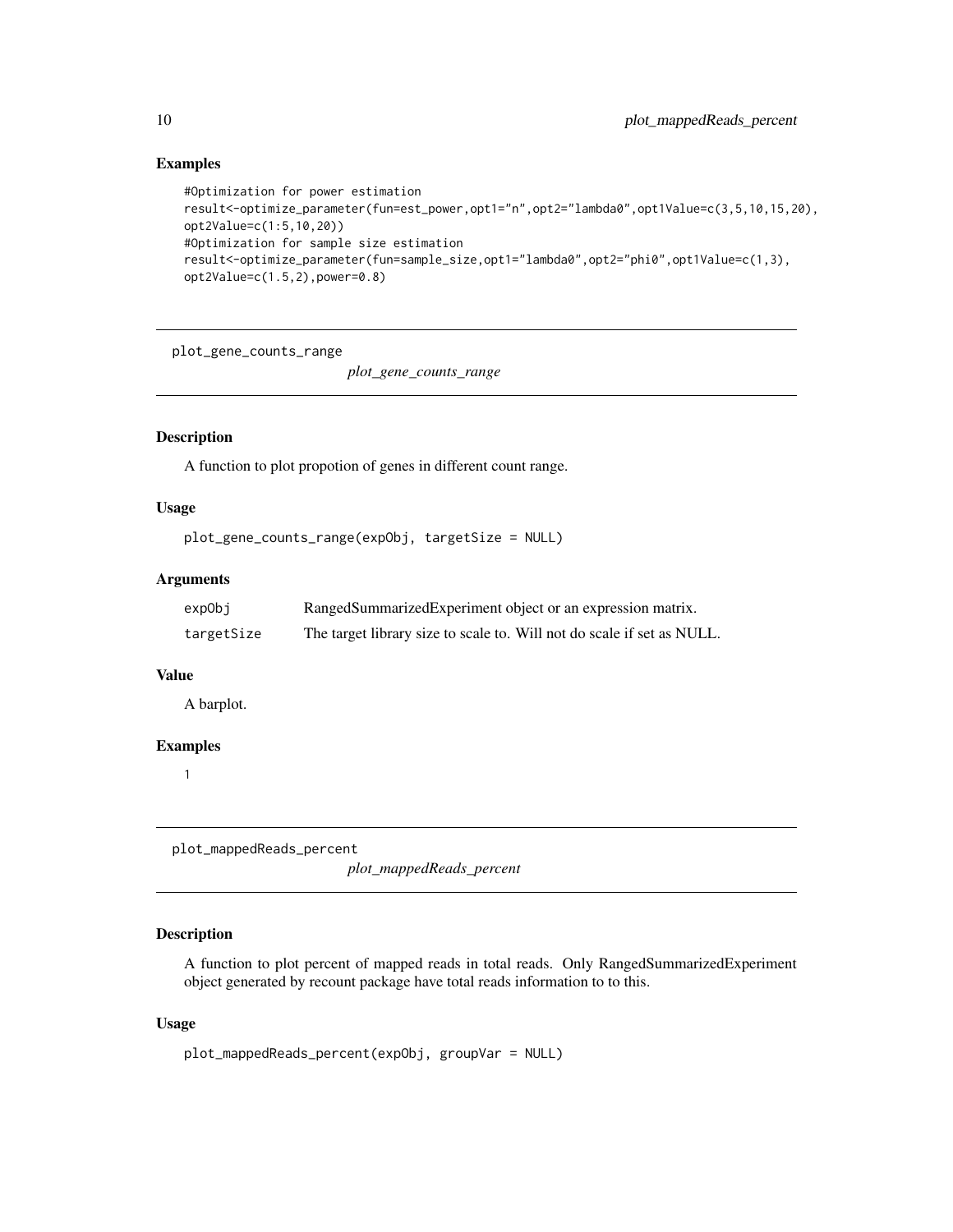### Examples

```
#Optimization for power estimation
result<-optimize_parameter(fun=est_power,opt1="n",opt2="lambda0",opt1Value=c(3,5,10,15,20),
opt2Value=c(1:5,10,20))
#Optimization for sample size estimation
result<-optimize_parameter(fun=sample_size,opt1="lambda0",opt2="phi0",opt1Value=c(1,3),
opt2Value=c(1.5,2),power=0.8)
```

---

## plot_gene_counts_range

*plot_gene_counts_range*

---

### Description

A function to plot propotion of genes in different count range.

### Usage

```
plot_gene_counts_range(expObj, targetSize = NULL)
```

### Arguments

| | |
|---|---|
| expObj | RangedSummarizedExperiment object or an expression matrix. |
| targetSize | The target library size to scale to. Will not do scale if set as NULL. |

### Value

A barplot.

### Examples

```
1
```

---

## plot_mappedReads_percent

*plot_mappedReads_percent*

---

### Description

A function to plot percent of mapped reads in total reads. Only RangedSummarizedExperiment object generated by recount package have total reads information to to this.

### Usage

```
plot_mappedReads_percent(expObj, groupVar = NULL)
```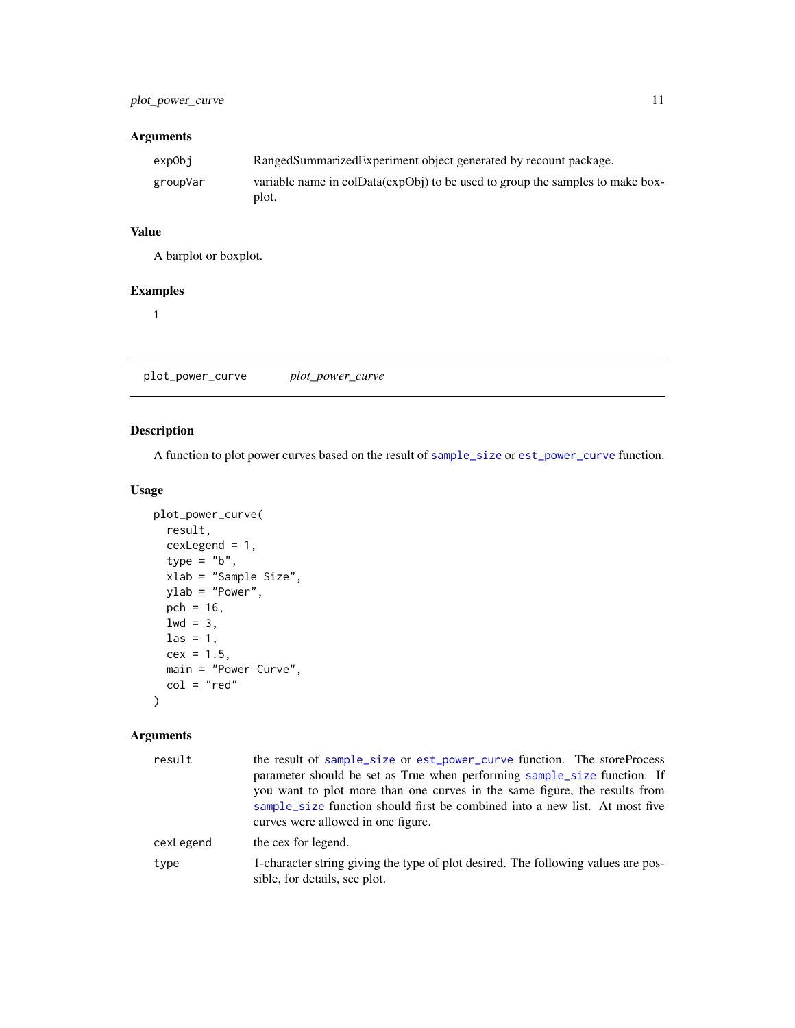### Arguments

| | |
|---|---|
| `expObj` | RangedSummarizedExperiment object generated by recount package. |
| `groupVar` | variable name in colData(expObj) to be used to group the samples to make boxplot. |

### Value

A barplot or boxplot.

### Examples

```
1
```

---

## plot_power_curve *plot_power_curve*

---

### Description

A function to plot power curves based on the result of `sample_size` or `est_power_curve` function.

### Usage

```
plot_power_curve(
  result,
  cexLegend = 1,
  type = "b",
  xlab = "Sample Size",
  ylab = "Power",
  pch = 16,
  lwd = 3,
  las = 1,
  cex = 1.5,
  main = "Power Curve",
  col = "red"
)
```

### Arguments

| | |
|---|---|
| `result` | the result of `sample_size` or `est_power_curve` function. The storeProcess parameter should be set as True when performing `sample_size` function. If you want to plot more than one curves in the same figure, the results from `sample_size` function should first be combined into a new list. At most five curves were allowed in one figure. |
| `cexLegend` | the cex for legend. |
| `type` | 1-character string giving the type of plot desired. The following values are possible, for details, see plot. |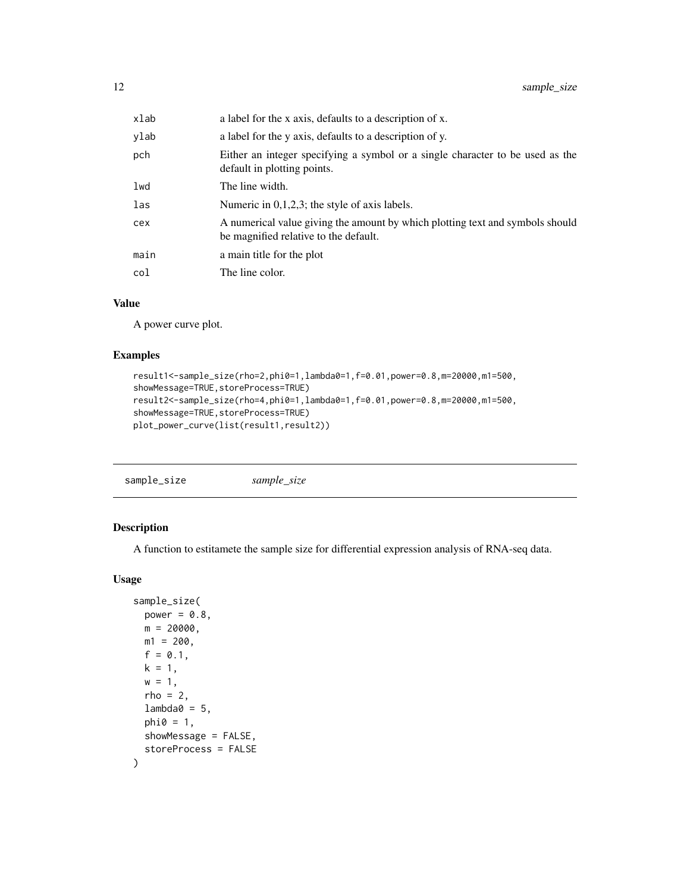| | |
|---|---|
| xlab | a label for the x axis, defaults to a description of x. |
| ylab | a label for the y axis, defaults to a description of y. |
| pch | Either an integer specifying a symbol or a single character to be used as the default in plotting points. |
| lwd | The line width. |
| las | Numeric in 0,1,2,3; the style of axis labels. |
| cex | A numerical value giving the amount by which plotting text and symbols should be magnified relative to the default. |
| main | a main title for the plot |
| col | The line color. |

### Value

A power curve plot.

### Examples

```
result1<-sample_size(rho=2,phi0=1,lambda0=1,f=0.01,power=0.8,m=20000,m1=500,
showMessage=TRUE,storeProcess=TRUE)
result2<-sample_size(rho=4,phi0=1,lambda0=1,f=0.01,power=0.8,m=20000,m1=500,
showMessage=TRUE,storeProcess=TRUE)
plot_power_curve(list(result1,result2))
```

---

## sample_size    *sample_size*

### Description

A function to estitamete the sample size for differential expression analysis of RNA-seq data.

### Usage

```
sample_size(
  power = 0.8,
  m = 20000,
  m1 = 200,
  f = 0.1,
  k = 1,
  w = 1,
  rho = 2,
  lambda0 = 5,
  phi0 = 1,
  showMessage = FALSE,
  storeProcess = FALSE
)
```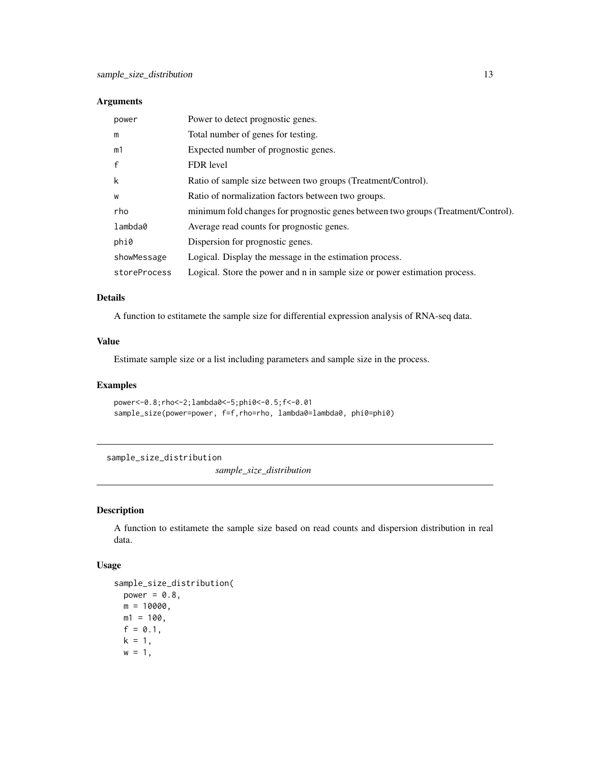### Arguments

| | |
|---|---|
| power | Power to detect prognostic genes. |
| m | Total number of genes for testing. |
| m1 | Expected number of prognostic genes. |
| f | FDR level |
| k | Ratio of sample size between two groups (Treatment/Control). |
| w | Ratio of normalization factors between two groups. |
| rho | minimum fold changes for prognostic genes between two groups (Treatment/Control). |
| lambda0 | Average read counts for prognostic genes. |
| phi0 | Dispersion for prognostic genes. |
| showMessage | Logical. Display the message in the estimation process. |
| storeProcess | Logical. Store the power and n in sample size or power estimation process. |

### Details

A function to estitamete the sample size for differential expression analysis of RNA-seq data.

### Value

Estimate sample size or a list including parameters and sample size in the process.

### Examples

```
power<-0.8;rho<-2;lambda0<-5;phi0<-0.5;f<-0.01
sample_size(power=power, f=f,rho=rho, lambda0=lambda0, phi0=phi0)
```

---

## sample_size_distribution

*sample_size_distribution*

### Description

A function to estitamete the sample size based on read counts and dispersion distribution in real data.

### Usage

```
sample_size_distribution(
  power = 0.8,
  m = 10000,
  m1 = 100,
  f = 0.1,
  k = 1,
  w = 1,
```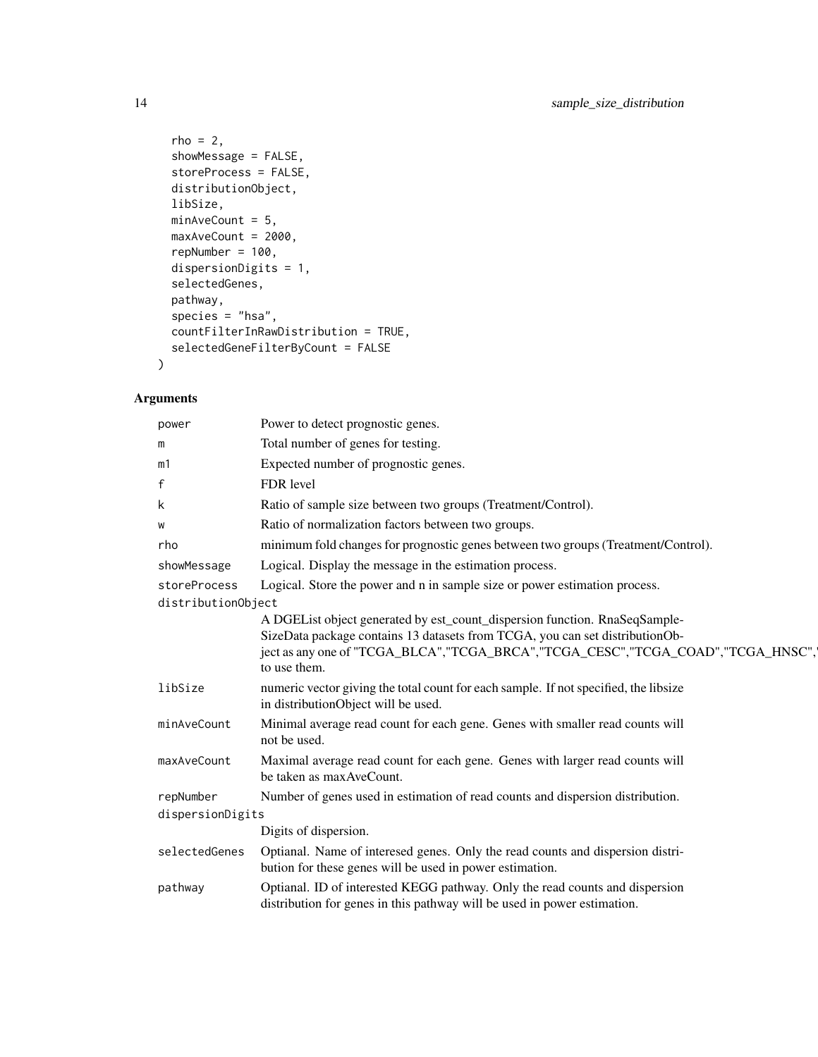```
  rho = 2,
  showMessage = FALSE,
  storeProcess = FALSE,
  distributionObject,
  libSize,
  minAveCount = 5,
  maxAveCount = 2000,
  repNumber = 100,
  dispersionDigits = 1,
  selectedGenes,
  pathway,
  species = "hsa",
  countFilterInRawDistribution = TRUE,
  selectedGeneFilterByCount = FALSE
)
```

## Arguments

| | |
|---|---|
| power | Power to detect prognostic genes. |
| m | Total number of genes for testing. |
| m1 | Expected number of prognostic genes. |
| f | FDR level |
| k | Ratio of sample size between two groups (Treatment/Control). |
| w | Ratio of normalization factors between two groups. |
| rho | minimum fold changes for prognostic genes between two groups (Treatment/Control). |
| showMessage | Logical. Display the message in the estimation process. |
| storeProcess | Logical. Store the power and n in sample size or power estimation process. |
| distributionObject | A DGEList object generated by est_count_dispersion function. RnaSeqSampleSizeData package contains 13 datasets from TCGA, you can set distributionObject as any one of "TCGA_BLCA","TCGA_BRCA","TCGA_CESC","TCGA_COAD","TCGA_HNSC"," to use them. |
| libSize | numeric vector giving the total count for each sample. If not specified, the libsize in distributionObject will be used. |
| minAveCount | Minimal average read count for each gene. Genes with smaller read counts will not be used. |
| maxAveCount | Maximal average read count for each gene. Genes with larger read counts will be taken as maxAveCount. |
| repNumber | Number of genes used in estimation of read counts and dispersion distribution. |
| dispersionDigits | Digits of dispersion. |
| selectedGenes | Optianal. Name of interesed genes. Only the read counts and dispersion distribution for these genes will be used in power estimation. |
| pathway | Optianal. ID of interested KEGG pathway. Only the read counts and dispersion distribution for genes in this pathway will be used in power estimation. |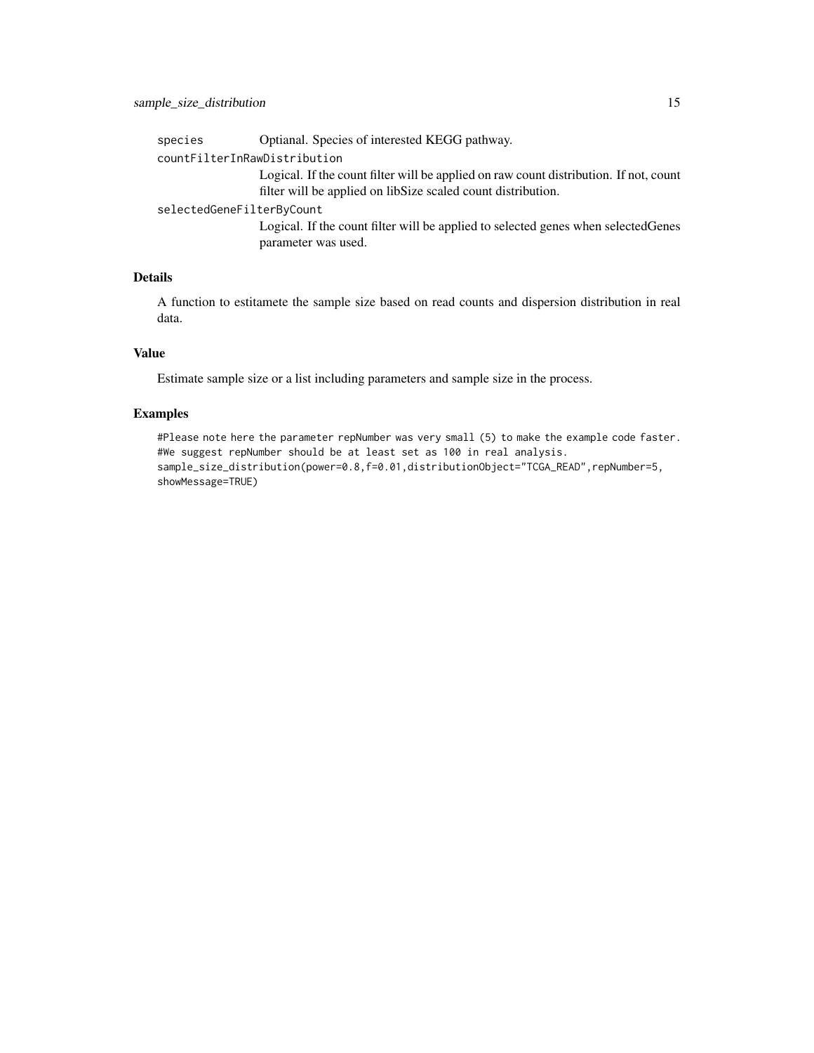species Optianal. Species of interested KEGG pathway.

countFilterInRawDistribution
: Logical. If the count filter will be applied on raw count distribution. If not, count filter will be applied on libSize scaled count distribution.

selectedGeneFilterByCount
: Logical. If the count filter will be applied to selected genes when selectedGenes parameter was used.

## Details

A function to estitamete the sample size based on read counts and dispersion distribution in real data.

## Value

Estimate sample size or a list including parameters and sample size in the process.

## Examples

```
#Please note here the parameter repNumber was very small (5) to make the example code faster.
#We suggest repNumber should be at least set as 100 in real analysis.
sample_size_distribution(power=0.8,f=0.01,distributionObject="TCGA_READ",repNumber=5,
showMessage=TRUE)
```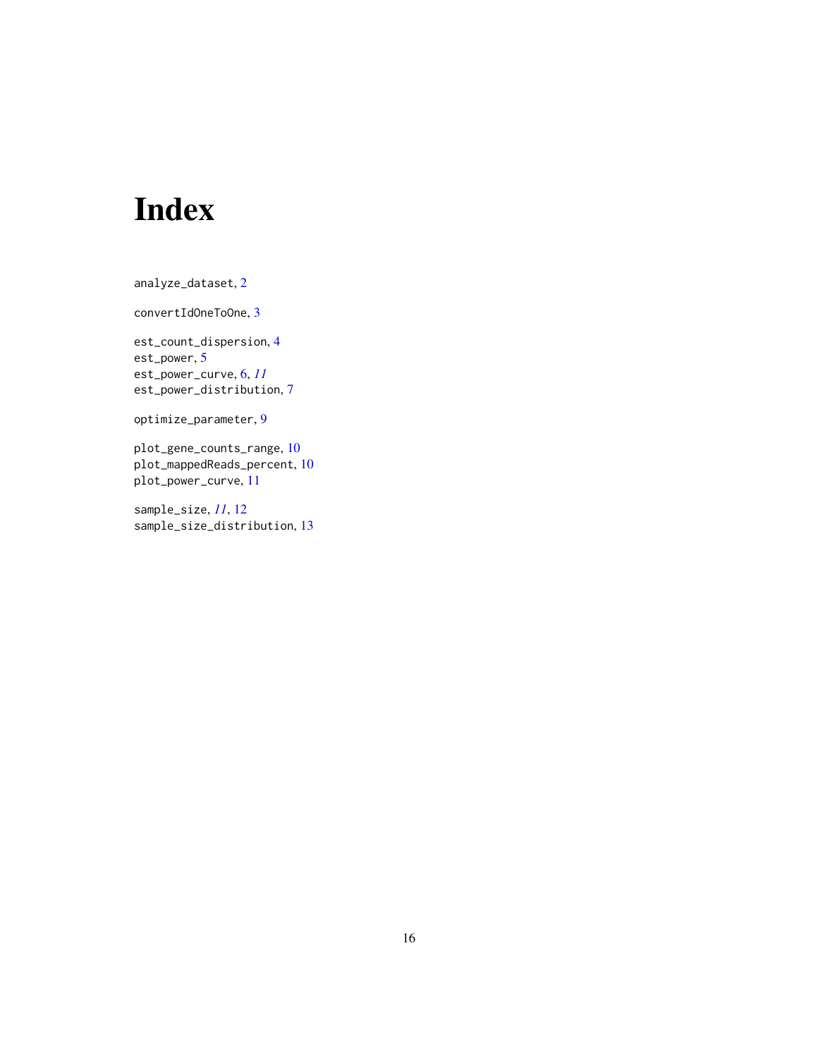# Index

analyze_dataset, 2

convertIdOneToOne, 3

est_count_dispersion, 4
est_power, 5
est_power_curve, 6, *11*
est_power_distribution, 7

optimize_parameter, 9

plot_gene_counts_range, 10
plot_mappedReads_percent, 10
plot_power_curve, 11

sample_size, *11*, 12
sample_size_distribution, 13